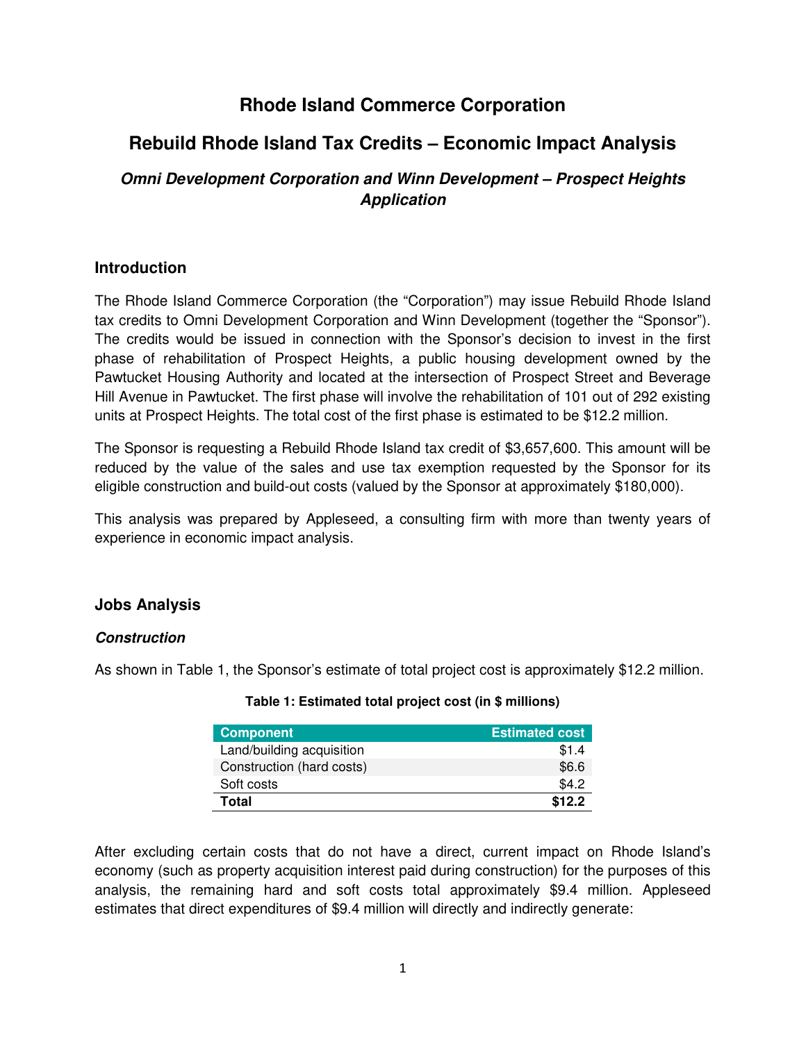# Rhode Island Commerce Corporation

## Rebuild Rhode Island Tax Credits – Economic Impact Analysis

### *Omni Development Corporation and Winn Development – Prospect Heights Application*

## Introduction

The Rhode Island Commerce Corporation (the "Corporation") may issue Rebuild Rhode Island tax credits to Omni Development Corporation and Winn Development (together the "Sponsor"). The credits would be issued in connection with the Sponsor's decision to invest in the first phase of rehabilitation of Prospect Heights, a public housing development owned by the Pawtucket Housing Authority and located at the intersection of Prospect Street and Beverage Hill Avenue in Pawtucket. The first phase will involve the rehabilitation of 101 out of 292 existing units at Prospect Heights. The total cost of the first phase is estimated to be $12.2 million.

The Sponsor is requesting a Rebuild Rhode Island tax credit of $3,657,600. This amount will be reduced by the value of the sales and use tax exemption requested by the Sponsor for its eligible construction and build-out costs (valued by the Sponsor at approximately $180,000).

This analysis was prepared by Appleseed, a consulting firm with more than twenty years of experience in economic impact analysis.

## Jobs Analysis

### *Construction*

As shown in Table 1, the Sponsor's estimate of total project cost is approximately $12.2 million.

**Table 1: Estimated total project cost (in $ millions)**

| Component | Estimated cost |
|---|---:|
| Land/building acquisition | $1.4 |
| Construction (hard costs) | $6.6 |
| Soft costs | $4.2 |
| **Total** | **$12.2** |

After excluding certain costs that do not have a direct, current impact on Rhode Island's economy (such as property acquisition interest paid during construction) for the purposes of this analysis, the remaining hard and soft costs total approximately $9.4 million. Appleseed estimates that direct expenditures of $9.4 million will directly and indirectly generate: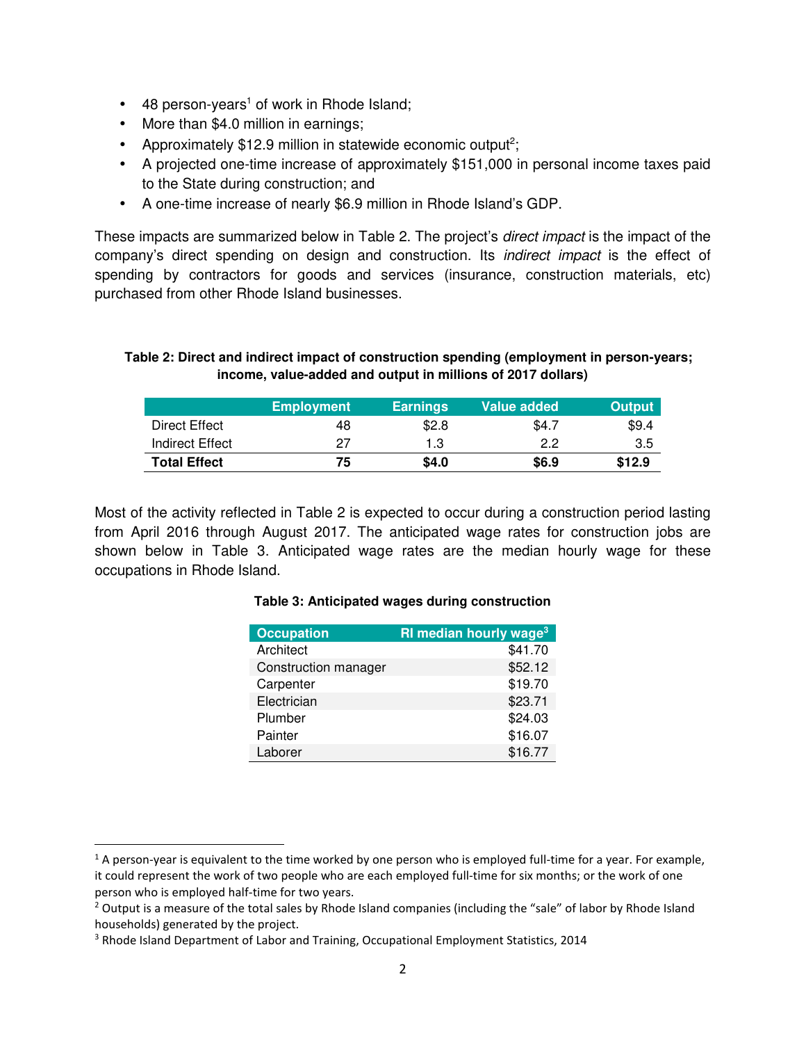- 48 person-years[1] of work in Rhode Island;
- More than $4.0 million in earnings;
- Approximately $12.9 million in statewide economic output[2];
- A projected one-time increase of approximately $151,000 in personal income taxes paid to the State during construction; and
- A one-time increase of nearly $6.9 million in Rhode Island's GDP.

These impacts are summarized below in Table 2. The project's *direct impact* is the impact of the company's direct spending on design and construction. Its *indirect impact* is the effect of spending by contractors for goods and services (insurance, construction materials, etc) purchased from other Rhode Island businesses.

**Table 2: Direct and indirect impact of construction spending (employment in person-years; income, value-added and output in millions of 2017 dollars)**

| | Employment | Earnings | Value added | Output |
|---|---|---|---|---|
| Direct Effect | 48 | $2.8 | $4.7 | $9.4 |
| Indirect Effect | 27 | 1.3 | 2.2 | 3.5 |
| **Total Effect** | **75** | **$4.0** | **$6.9** | **$12.9** |

Most of the activity reflected in Table 2 is expected to occur during a construction period lasting from April 2016 through August 2017. The anticipated wage rates for construction jobs are shown below in Table 3. Anticipated wage rates are the median hourly wage for these occupations in Rhode Island.

**Table 3: Anticipated wages during construction**

| Occupation | RI median hourly wage[3] |
|---|---|
| Architect | $41.70 |
| Construction manager | $52.12 |
| Carpenter | $19.70 |
| Electrician | $23.71 |
| Plumber | $24.03 |
| Painter | $16.07 |
| Laborer | $16.77 |

[1] A person-year is equivalent to the time worked by one person who is employed full-time for a year. For example, it could represent the work of two people who are each employed full-time for six months; or the work of one person who is employed half-time for two years.

[2] Output is a measure of the total sales by Rhode Island companies (including the "sale" of labor by Rhode Island households) generated by the project.

[3] Rhode Island Department of Labor and Training, Occupational Employment Statistics, 2014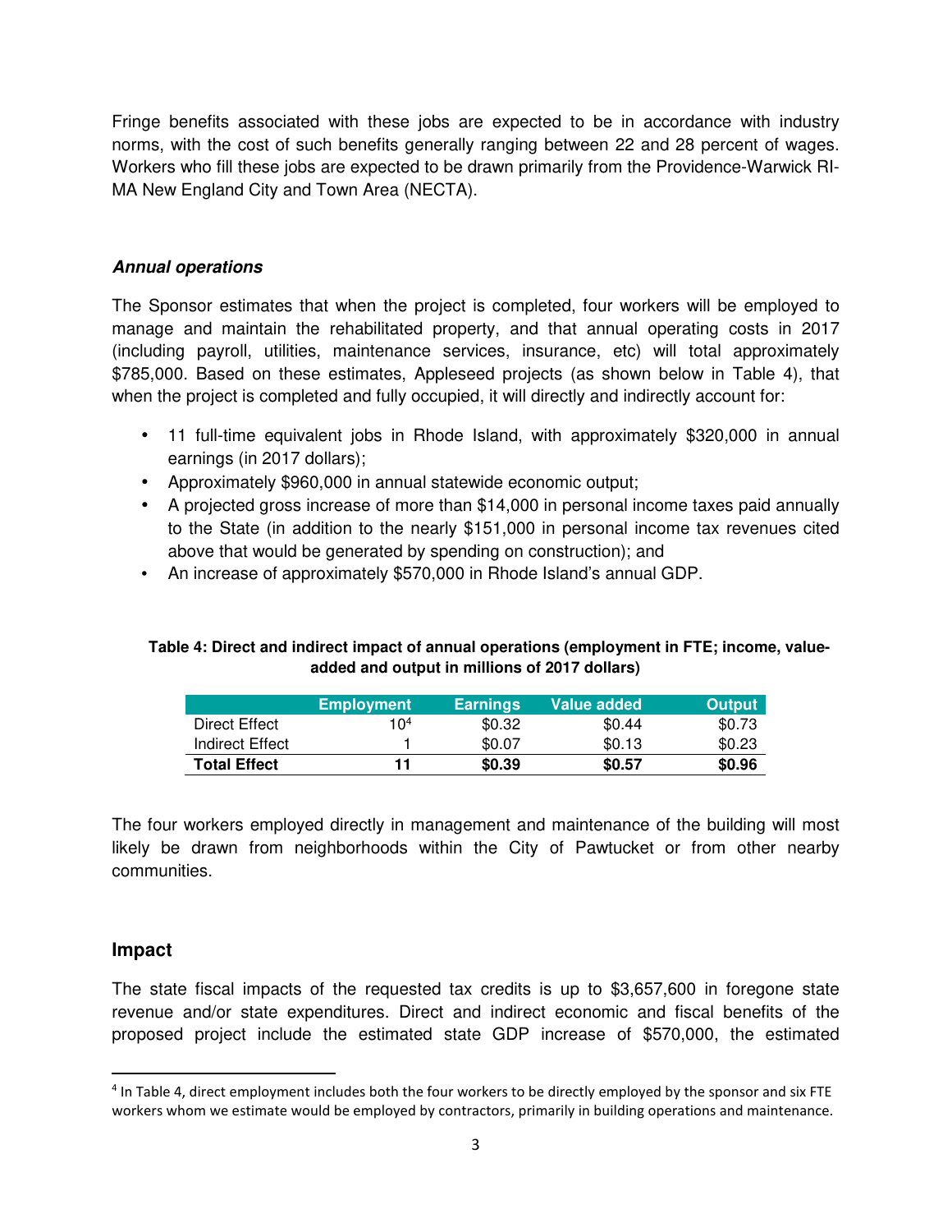Fringe benefits associated with these jobs are expected to be in accordance with industry norms, with the cost of such benefits generally ranging between 22 and 28 percent of wages. Workers who fill these jobs are expected to be drawn primarily from the Providence-Warwick RI-MA New England City and Town Area (NECTA).

***Annual operations***

The Sponsor estimates that when the project is completed, four workers will be employed to manage and maintain the rehabilitated property, and that annual operating costs in 2017 (including payroll, utilities, maintenance services, insurance, etc) will total approximately $785,000. Based on these estimates, Appleseed projects (as shown below in Table 4), that when the project is completed and fully occupied, it will directly and indirectly account for:

- 11 full-time equivalent jobs in Rhode Island, with approximately $320,000 in annual earnings (in 2017 dollars);
- Approximately $960,000 in annual statewide economic output;
- A projected gross increase of more than $14,000 in personal income taxes paid annually to the State (in addition to the nearly $151,000 in personal income tax revenues cited above that would be generated by spending on construction); and
- An increase of approximately $570,000 in Rhode Island's annual GDP.

**Table 4: Direct and indirect impact of annual operations (employment in FTE; income, value-added and output in millions of 2017 dollars)**

| | Employment | Earnings | Value added | Output |
|---|---|---|---|---|
| Direct Effect | 10[4] | $0.32 | $0.44 | $0.73 |
| Indirect Effect | 1 | $0.07 | $0.13 | $0.23 |
| **Total Effect** | **11** | **$0.39** | **$0.57** | **$0.96** |

The four workers employed directly in management and maintenance of the building will most likely be drawn from neighborhoods within the City of Pawtucket or from other nearby communities.

## Impact

The state fiscal impacts of the requested tax credits is up to $3,657,600 in foregone state revenue and/or state expenditures. Direct and indirect economic and fiscal benefits of the proposed project include the estimated state GDP increase of $570,000, the estimated

[4] In Table 4, direct employment includes both the four workers to be directly employed by the sponsor and six FTE workers whom we estimate would be employed by contractors, primarily in building operations and maintenance.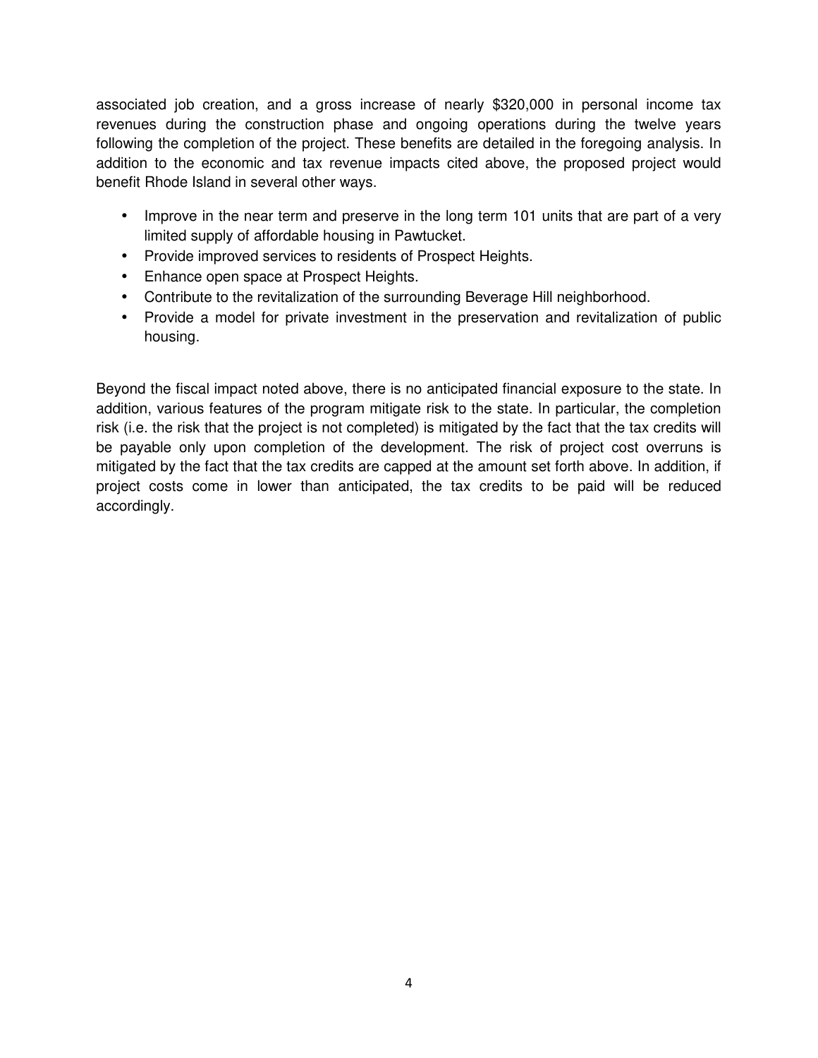associated job creation, and a gross increase of nearly $320,000 in personal income tax revenues during the construction phase and ongoing operations during the twelve years following the completion of the project. These benefits are detailed in the foregoing analysis. In addition to the economic and tax revenue impacts cited above, the proposed project would benefit Rhode Island in several other ways.

- Improve in the near term and preserve in the long term 101 units that are part of a very limited supply of affordable housing in Pawtucket.
- Provide improved services to residents of Prospect Heights.
- Enhance open space at Prospect Heights.
- Contribute to the revitalization of the surrounding Beverage Hill neighborhood.
- Provide a model for private investment in the preservation and revitalization of public housing.

Beyond the fiscal impact noted above, there is no anticipated financial exposure to the state. In addition, various features of the program mitigate risk to the state. In particular, the completion risk (i.e. the risk that the project is not completed) is mitigated by the fact that the tax credits will be payable only upon completion of the development. The risk of project cost overruns is mitigated by the fact that the tax credits are capped at the amount set forth above. In addition, if project costs come in lower than anticipated, the tax credits to be paid will be reduced accordingly.